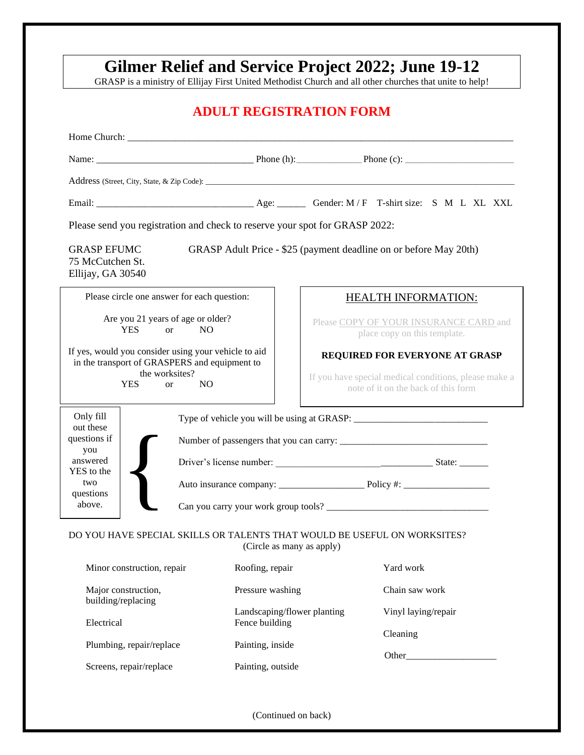# Gilmer Relief and Service Project 2022; June 19-12

GRASP is a ministry of Ellijay First United Methodist Church and all other churches that unite to help!

## ADULT REGISTRATION FORM

Home Church: ___________________________________________________________________________

Name: ________________________________ Phone (h):_____________ Phone (c): ______________________

Address (Street, City, State, & Zip Code): ______________________________________________________________

Email: ________________________________ Age: ______ Gender: M / F T-shirt size: S M L XL XXL

Please send you registration and check to reserve your spot for GRASP 2022:

GRASP EFUMC
75 McCutchen St.
Ellijay, GA 30540

GRASP Adult Price - $25 (payment deadline on or before May 20th)

Please circle one answer for each question:

Are you 21 years of age or older?
YES or NO

If yes, would you consider using your vehicle to aid in the transport of GRASPERS and equipment to the worksites?
YES or NO

### HEALTH INFORMATION:

Please COPY OF YOUR INSURANCE CARD and place copy on this template.

**REQUIRED FOR EVERYONE AT GRASP**

If you have special medical conditions, please make a note of it on the back of this form

Only fill out these questions if you answered YES to the two questions above.

- Type of vehicle you will be using at GRASP: ___________________________
- Number of passengers that you can carry: _______________________________
- Driver's license number: ______________________________________ State: ______
- Auto insurance company: _________________ Policy #: __________________
- Can you carry your work group tools? __________________________________

DO YOU HAVE SPECIAL SKILLS OR TALENTS THAT WOULD BE USEFUL ON WORKSITES?
(Circle as many as apply)

| | | |
|---|---|---|
| Minor construction, repair | Roofing, repair | Yard work |
| Major construction, building/replacing | Pressure washing | Chain saw work |
| Electrical | Landscaping/flower planting | Vinyl laying/repair |
| | Fence building | Cleaning |
| Plumbing, repair/replace | Painting, inside | Other___________________ |
| Screens, repair/replace | Painting, outside | |

(Continued on back)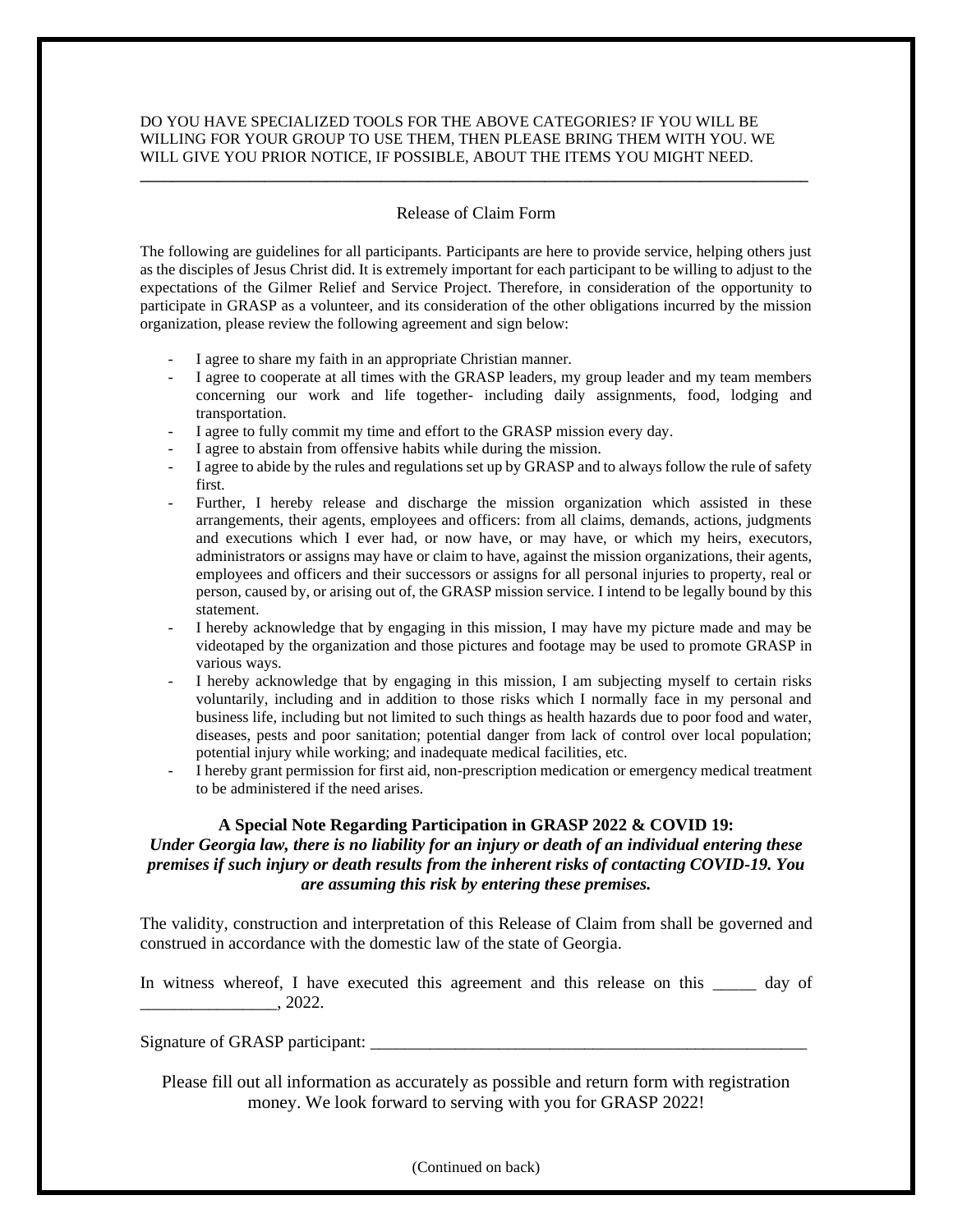DO YOU HAVE SPECIALIZED TOOLS FOR THE ABOVE CATEGORIES? IF YOU WILL BE WILLING FOR YOUR GROUP TO USE THEM, THEN PLEASE BRING THEM WITH YOU. WE WILL GIVE YOU PRIOR NOTICE, IF POSSIBLE, ABOUT THE ITEMS YOU MIGHT NEED.

---

## Release of Claim Form

The following are guidelines for all participants. Participants are here to provide service, helping others just as the disciples of Jesus Christ did. It is extremely important for each participant to be willing to adjust to the expectations of the Gilmer Relief and Service Project. Therefore, in consideration of the opportunity to participate in GRASP as a volunteer, and its consideration of the other obligations incurred by the mission organization, please review the following agreement and sign below:

- I agree to share my faith in an appropriate Christian manner.
- I agree to cooperate at all times with the GRASP leaders, my group leader and my team members concerning our work and life together- including daily assignments, food, lodging and transportation.
- I agree to fully commit my time and effort to the GRASP mission every day.
- I agree to abstain from offensive habits while during the mission.
- I agree to abide by the rules and regulations set up by GRASP and to always follow the rule of safety first.
- Further, I hereby release and discharge the mission organization which assisted in these arrangements, their agents, employees and officers: from all claims, demands, actions, judgments and executions which I ever had, or now have, or may have, or which my heirs, executors, administrators or assigns may have or claim to have, against the mission organizations, their agents, employees and officers and their successors or assigns for all personal injuries to property, real or person, caused by, or arising out of, the GRASP mission service. I intend to be legally bound by this statement.
- I hereby acknowledge that by engaging in this mission, I may have my picture made and may be videotaped by the organization and those pictures and footage may be used to promote GRASP in various ways.
- I hereby acknowledge that by engaging in this mission, I am subjecting myself to certain risks voluntarily, including and in addition to those risks which I normally face in my personal and business life, including but not limited to such things as health hazards due to poor food and water, diseases, pests and poor sanitation; potential danger from lack of control over local population; potential injury while working; and inadequate medical facilities, etc.
- I hereby grant permission for first aid, non-prescription medication or emergency medical treatment to be administered if the need arises.

**A Special Note Regarding Participation in GRASP 2022 & COVID 19:**
***Under Georgia law, there is no liability for an injury or death of an individual entering these premises if such injury or death results from the inherent risks of contacting COVID-19. You are assuming this risk by entering these premises.***

The validity, construction and interpretation of this Release of Claim from shall be governed and construed in accordance with the domestic law of the state of Georgia.

In witness whereof, I have executed this agreement and this release on this _____ day of ________________, 2022.

Signature of GRASP participant: ______________________________________________________

Please fill out all information as accurately as possible and return form with registration money. We look forward to serving with you for GRASP 2022!

(Continued on back)